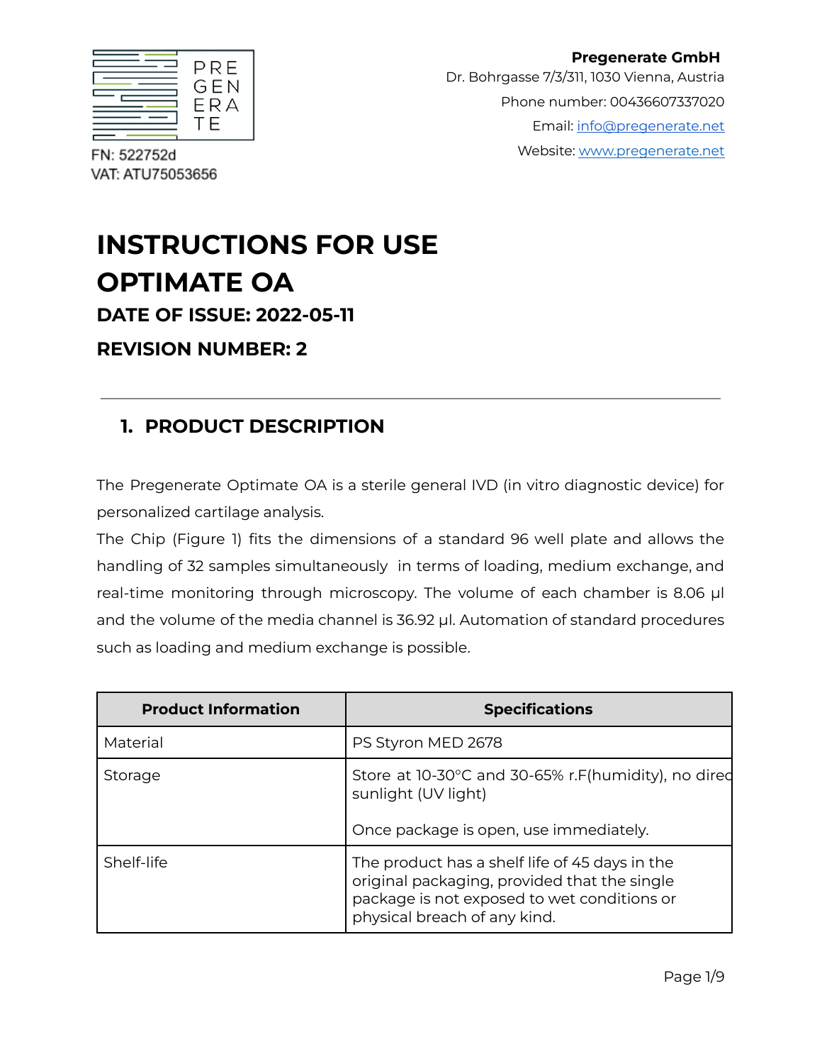PREGENERATE

FN: 522752d
VAT: ATU75053656

**Pregenerate GmbH**
Dr. Bohrgasse 7/3/311, 1030 Vienna, Austria
Phone number: 00436607337020
Email: info@pregenerate.net
Website: www.pregenerate.net

# INSTRUCTIONS FOR USE
# OPTIMATE OA
### DATE OF ISSUE: 2022-05-11
### REVISION NUMBER: 2

---

## 1. PRODUCT DESCRIPTION

The Pregenerate Optimate OA is a sterile general IVD (in vitro diagnostic device) for personalized cartilage analysis.
The Chip (Figure 1) fits the dimensions of a standard 96 well plate and allows the handling of 32 samples simultaneously in terms of loading, medium exchange, and real-time monitoring through microscopy. The volume of each chamber is 8.06 µl and the volume of the media channel is 36.92 µl. Automation of standard procedures such as loading and medium exchange is possible.

| Product Information | Specifications |
| --- | --- |
| Material | PS Styron MED 2678 |
| Storage | Store at 10-30°C and 30-65% r.F(humidity), no direc sunlight (UV light)<br><br>Once package is open, use immediately. |
| Shelf-life | The product has a shelf life of 45 days in the original packaging, provided that the single package is not exposed to wet conditions or physical breach of any kind. |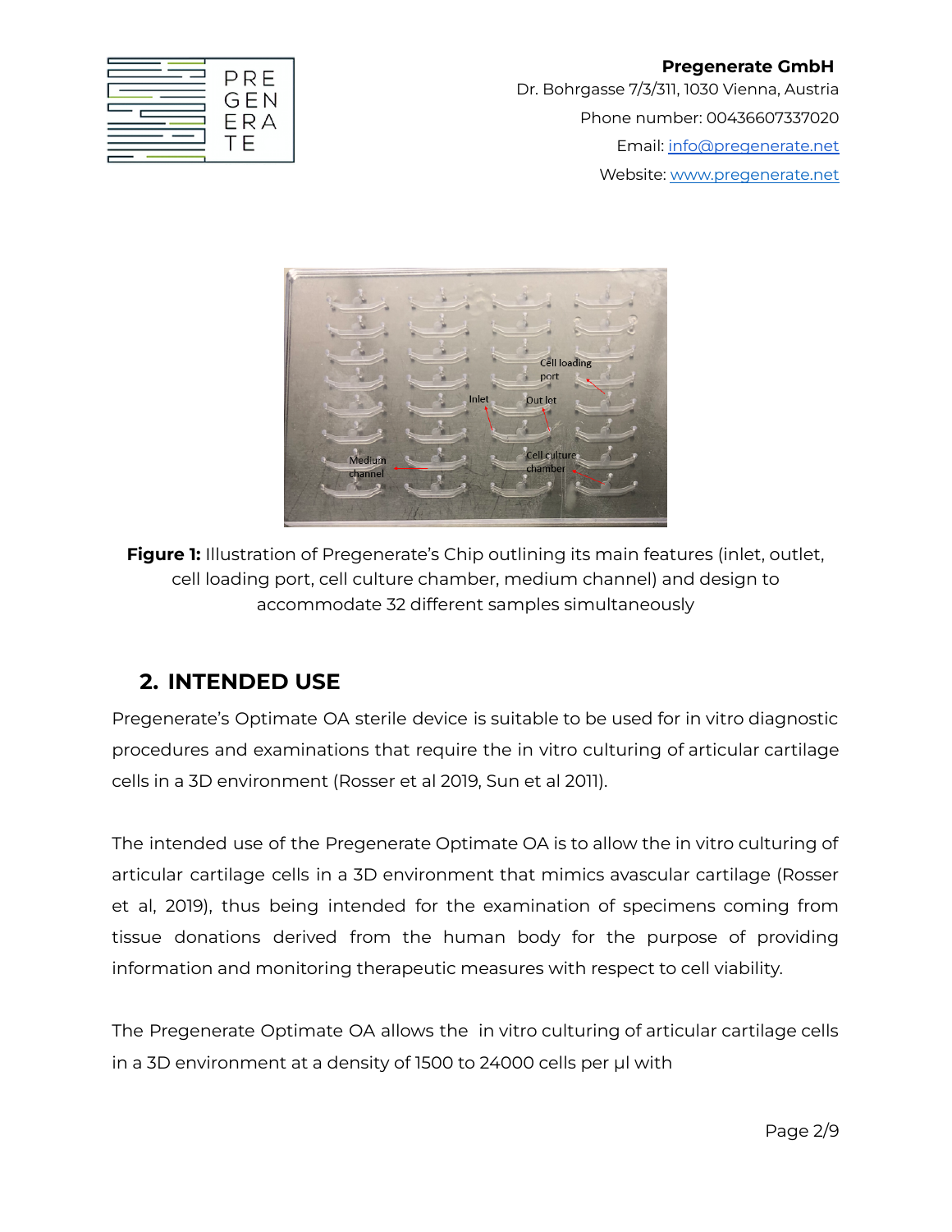**Figure 1:** Illustration of Pregenerate's Chip outlining its main features (inlet, outlet, cell loading port, cell culture chamber, medium channel) and design to accommodate 32 different samples simultaneously

## 2. INTENDED USE

Pregenerate's Optimate OA sterile device is suitable to be used for in vitro diagnostic procedures and examinations that require the in vitro culturing of articular cartilage cells in a 3D environment (Rosser et al 2019, Sun et al 2011).

The intended use of the Pregenerate Optimate OA is to allow the in vitro culturing of articular cartilage cells in a 3D environment that mimics avascular cartilage (Rosser et al, 2019), thus being intended for the examination of specimens coming from tissue donations derived from the human body for the purpose of providing information and monitoring therapeutic measures with respect to cell viability.

The Pregenerate Optimate OA allows the in vitro culturing of articular cartilage cells in a 3D environment at a density of 1500 to 24000 cells per µl with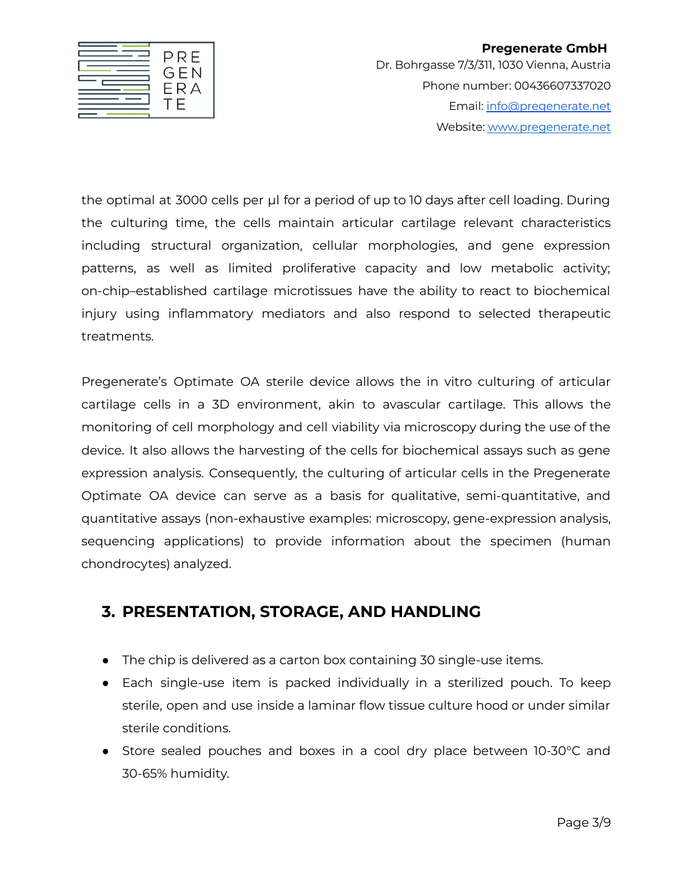the optimal at 3000 cells per µl for a period of up to 10 days after cell loading. During the culturing time, the cells maintain articular cartilage relevant characteristics including structural organization, cellular morphologies, and gene expression patterns, as well as limited proliferative capacity and low metabolic activity; on-chip–established cartilage microtissues have the ability to react to biochemical injury using inflammatory mediators and also respond to selected therapeutic treatments.

Pregenerate's Optimate OA sterile device allows the in vitro culturing of articular cartilage cells in a 3D environment, akin to avascular cartilage. This allows the monitoring of cell morphology and cell viability via microscopy during the use of the device. It also allows the harvesting of the cells for biochemical assays such as gene expression analysis. Consequently, the culturing of articular cells in the Pregenerate Optimate OA device can serve as a basis for qualitative, semi-quantitative, and quantitative assays (non-exhaustive examples: microscopy, gene-expression analysis, sequencing applications) to provide information about the specimen (human chondrocytes) analyzed.

## 3. PRESENTATION, STORAGE, AND HANDLING

- The chip is delivered as a carton box containing 30 single-use items.
- Each single-use item is packed individually in a sterilized pouch. To keep sterile, open and use inside a laminar flow tissue culture hood or under similar sterile conditions.
- Store sealed pouches and boxes in a cool dry place between 10-30°C and 30-65% humidity.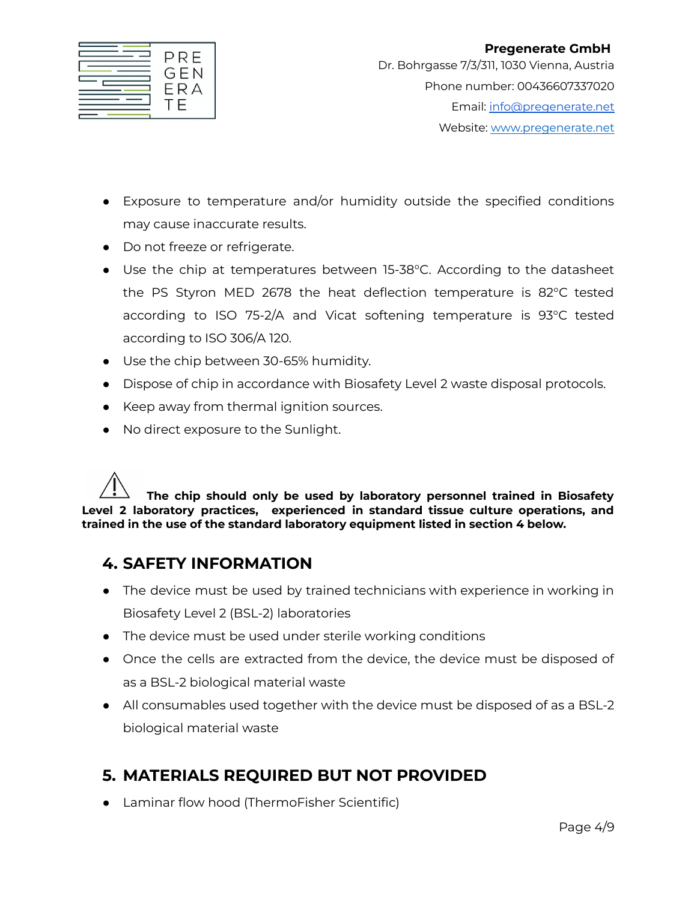- Exposure to temperature and/or humidity outside the specified conditions may cause inaccurate results.
- Do not freeze or refrigerate.
- Use the chip at temperatures between 15-38°C. According to the datasheet the PS Styron MED 2678 the heat deflection temperature is 82°C tested according to ISO 75-2/A and Vicat softening temperature is 93°C tested according to ISO 306/A 120.
- Use the chip between 30-65% humidity.
- Dispose of chip in accordance with Biosafety Level 2 waste disposal protocols.
- Keep away from thermal ignition sources.
- No direct exposure to the Sunlight.

⚠ **The chip should only be used by laboratory personnel trained in Biosafety Level 2 laboratory practices, experienced in standard tissue culture operations, and trained in the use of the standard laboratory equipment listed in section 4 below.**

## 4. SAFETY INFORMATION

- The device must be used by trained technicians with experience in working in Biosafety Level 2 (BSL-2) laboratories
- The device must be used under sterile working conditions
- Once the cells are extracted from the device, the device must be disposed of as a BSL-2 biological material waste
- All consumables used together with the device must be disposed of as a BSL-2 biological material waste

## 5. MATERIALS REQUIRED BUT NOT PROVIDED

- Laminar flow hood (ThermoFisher Scientific)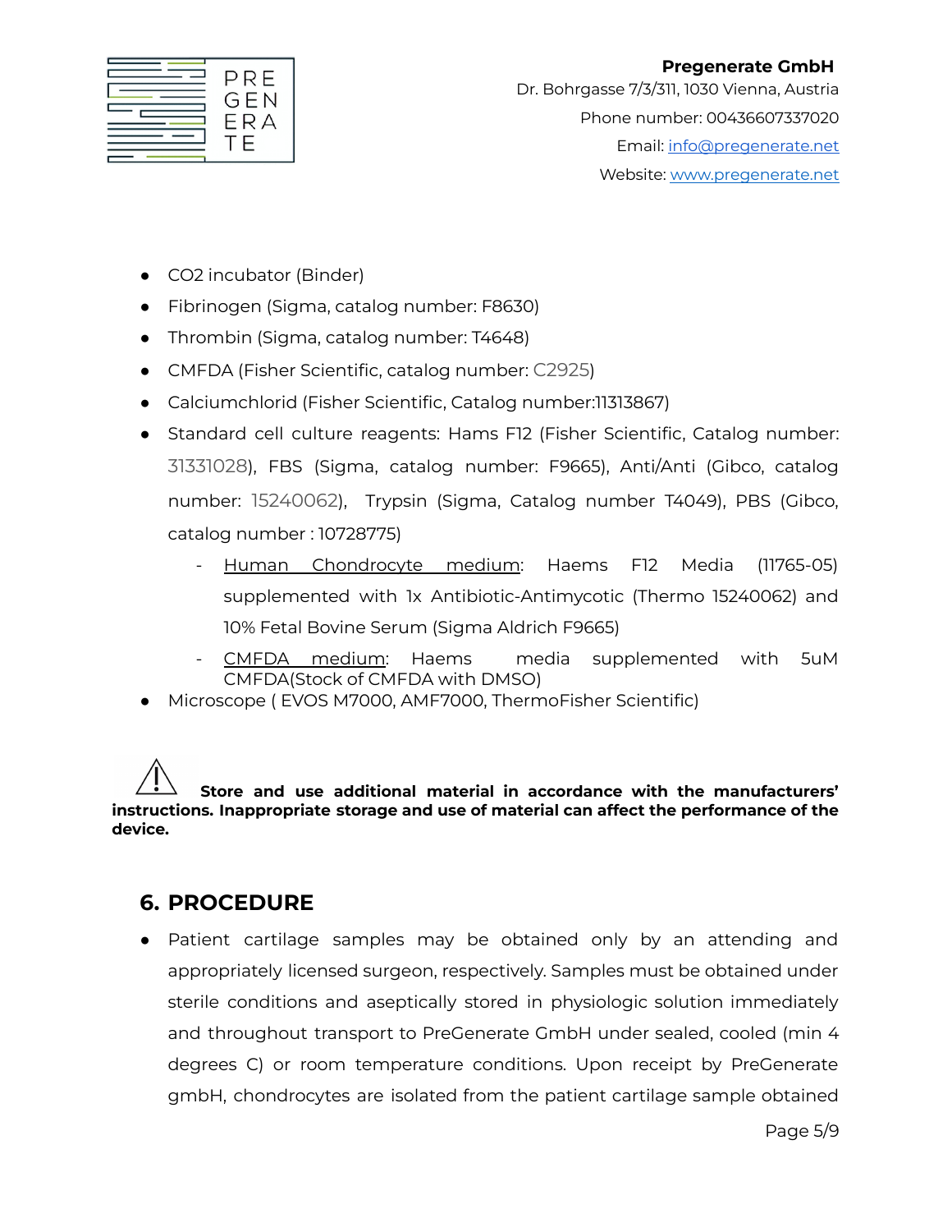- $CO_2$ incubator (Binder)
- Fibrinogen (Sigma, catalog number: F8630)
- Thrombin (Sigma, catalog number: T4648)
- CMFDA (Fisher Scientific, catalog number: C2925)
- Calciumchlorid (Fisher Scientific, Catalog number:11313867)
- Standard cell culture reagents: Hams F12 (Fisher Scientific, Catalog number: 31331028), FBS (Sigma, catalog number: F9665), Anti/Anti (Gibco, catalog number: 15240062), Trypsin (Sigma, Catalog number T4049), PBS (Gibco, catalog number : 10728775)
  - <u>Human Chondrocyte medium</u>: Haems F12 Media (11765-05) supplemented with 1x Antibiotic-Antimycotic (Thermo 15240062) and 10% Fetal Bovine Serum (Sigma Aldrich F9665)
  - <u>CMFDA medium</u>: Haems media supplemented with 5uM CMFDA(Stock of CMFDA with DMSO)
- Microscope ( EVOS M7000, AMF7000, ThermoFisher Scientific)

⚠ **Store and use additional material in accordance with the manufacturers' instructions. Inappropriate storage and use of material can affect the performance of the device.**

## 6. PROCEDURE

- Patient cartilage samples may be obtained only by an attending and appropriately licensed surgeon, respectively. Samples must be obtained under sterile conditions and aseptically stored in physiologic solution immediately and throughout transport to PreGenerate GmbH under sealed, cooled (min 4 degrees C) or room temperature conditions. Upon receipt by PreGenerate gmbH, chondrocytes are isolated from the patient cartilage sample obtained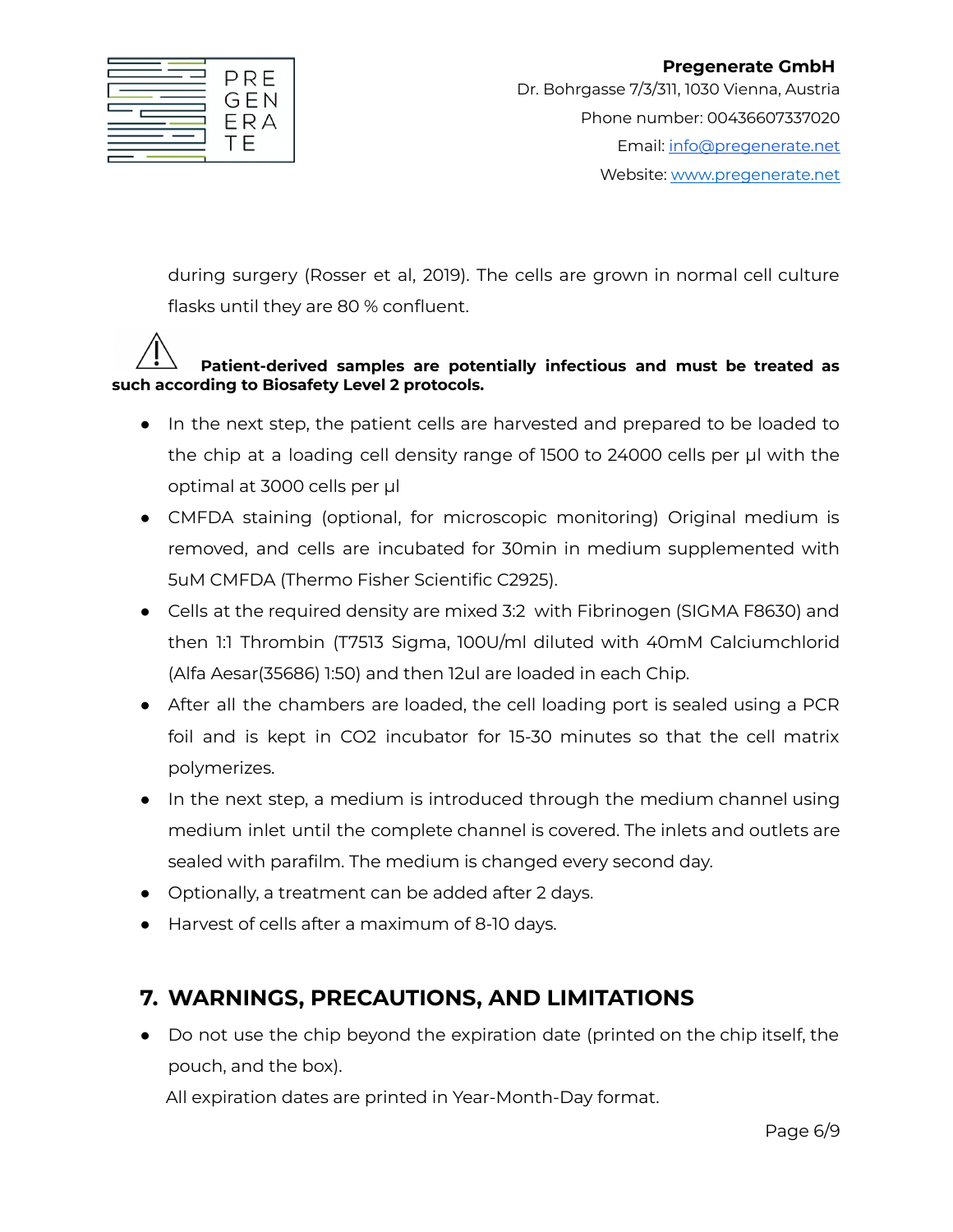during surgery (Rosser et al, 2019). The cells are grown in normal cell culture flasks until they are 80 % confluent.

⚠ **Patient-derived samples are potentially infectious and must be treated as such according to Biosafety Level 2 protocols.**

- In the next step, the patient cells are harvested and prepared to be loaded to the chip at a loading cell density range of 1500 to 24000 cells per µl with the optimal at 3000 cells per µl
- CMFDA staining (optional, for microscopic monitoring) Original medium is removed, and cells are incubated for 30min in medium supplemented with 5uM CMFDA (Thermo Fisher Scientific C2925).
- Cells at the required density are mixed 3:2 with Fibrinogen (SIGMA F8630) and then 1:1 Thrombin (T7513 Sigma, 100U/ml diluted with 40mM Calciumchlorid (Alfa Aesar(35686) 1:50) and then 12ul are loaded in each Chip.
- After all the chambers are loaded, the cell loading port is sealed using a PCR foil and is kept in $CO_2$ incubator for 15-30 minutes so that the cell matrix polymerizes.
- In the next step, a medium is introduced through the medium channel using medium inlet until the complete channel is covered. The inlets and outlets are sealed with parafilm. The medium is changed every second day.
- Optionally, a treatment can be added after 2 days.
- Harvest of cells after a maximum of 8-10 days.

## 7. WARNINGS, PRECAUTIONS, AND LIMITATIONS

- Do not use the chip beyond the expiration date (printed on the chip itself, the pouch, and the box).

  All expiration dates are printed in Year-Month-Day format.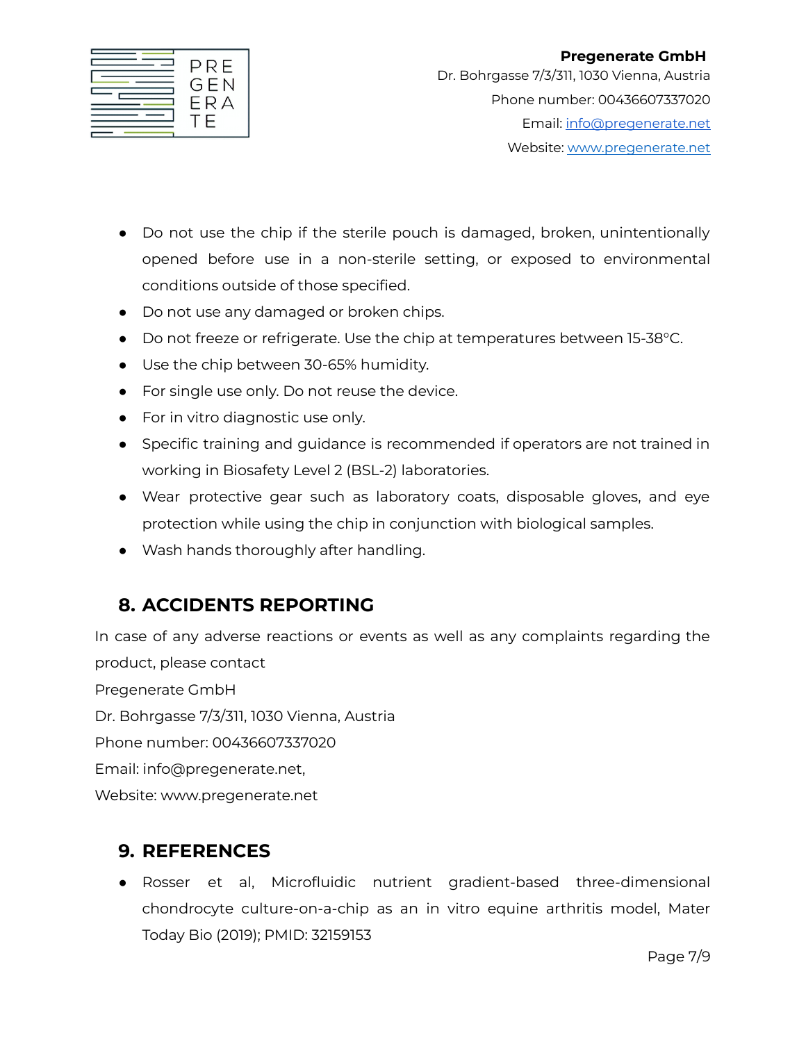- Do not use the chip if the sterile pouch is damaged, broken, unintentionally opened before use in a non-sterile setting, or exposed to environmental conditions outside of those specified.
- Do not use any damaged or broken chips.
- Do not freeze or refrigerate. Use the chip at temperatures between 15-38°C.
- Use the chip between 30-65% humidity.
- For single use only. Do not reuse the device.
- For in vitro diagnostic use only.
- Specific training and guidance is recommended if operators are not trained in working in Biosafety Level 2 (BSL-2) laboratories.
- Wear protective gear such as laboratory coats, disposable gloves, and eye protection while using the chip in conjunction with biological samples.
- Wash hands thoroughly after handling.

## 8. ACCIDENTS REPORTING

In case of any adverse reactions or events as well as any complaints regarding the product, please contact

Pregenerate GmbH

Dr. Bohrgasse 7/3/311, 1030 Vienna, Austria

Phone number: 00436607337020

Email: info@pregenerate.net,

Website: www.pregenerate.net

## 9. REFERENCES

- Rosser et al, Microfluidic nutrient gradient-based three-dimensional chondrocyte culture-on-a-chip as an in vitro equine arthritis model, Mater Today Bio (2019); PMID: 32159153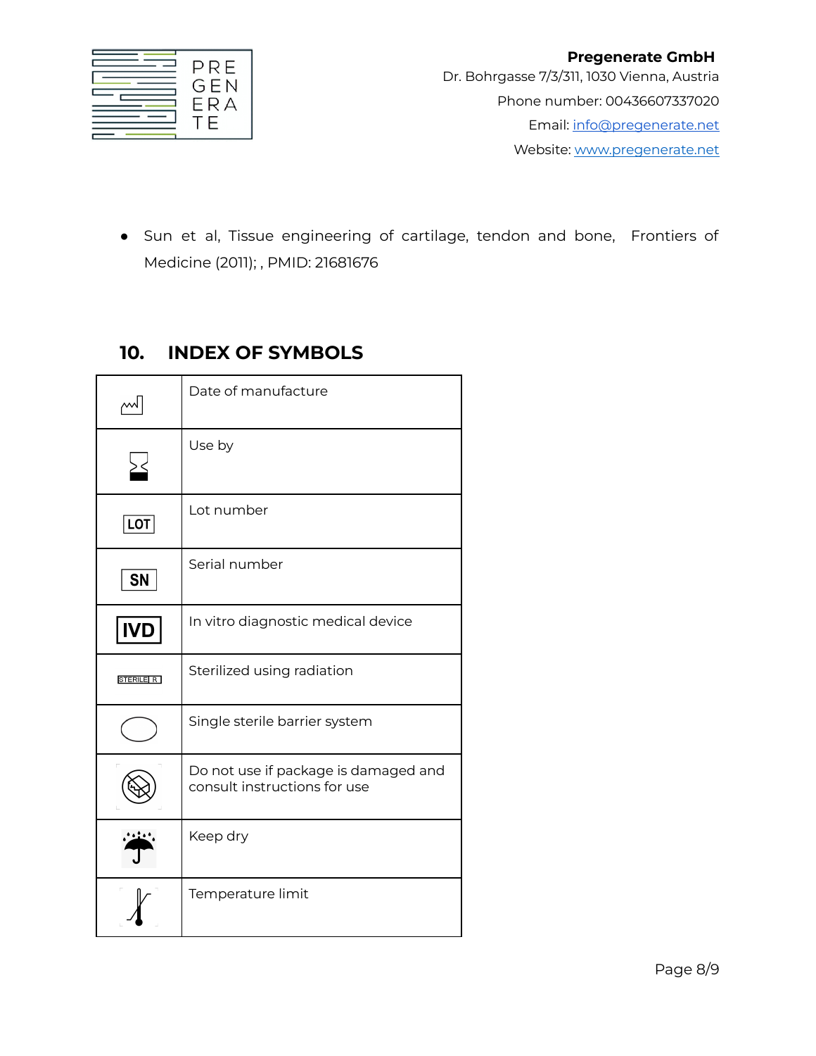- Sun et al, Tissue engineering of cartilage, tendon and bone, Frontiers of Medicine (2011); , PMID: 21681676

## 10. INDEX OF SYMBOLS

| Symbol | Description |
|---|---|
| | Date of manufacture |
| | Use by |
| LOT | Lot number |
| SN | Serial number |
| IVD | In vitro diagnostic medical device |
| STERILE R | Sterilized using radiation |
| | Single sterile barrier system |
| | Do not use if package is damaged and consult instructions for use |
| | Keep dry |
| | Temperature limit |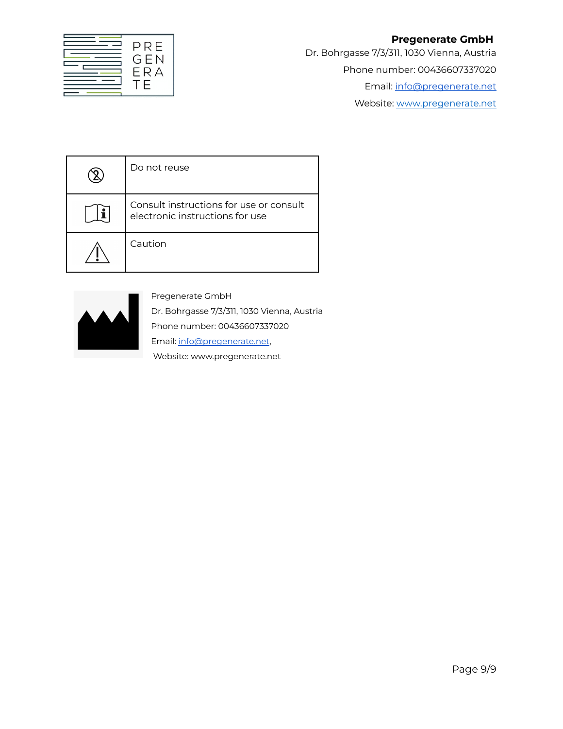**Pregenerate GmbH**
Dr. Bohrgasse 7/3/311, 1030 Vienna, Austria
Phone number: 00436607337020
Email: info@pregenerate.net
Website: www.pregenerate.net

| | |
|---|---|
| | Do not reuse |
| | Consult instructions for use or consult electronic instructions for use |
| | Caution |

Pregenerate GmbH
Dr. Bohrgasse 7/3/311, 1030 Vienna, Austria
Phone number: 00436607337020
Email: info@pregenerate.net,
Website: www.pregenerate.net